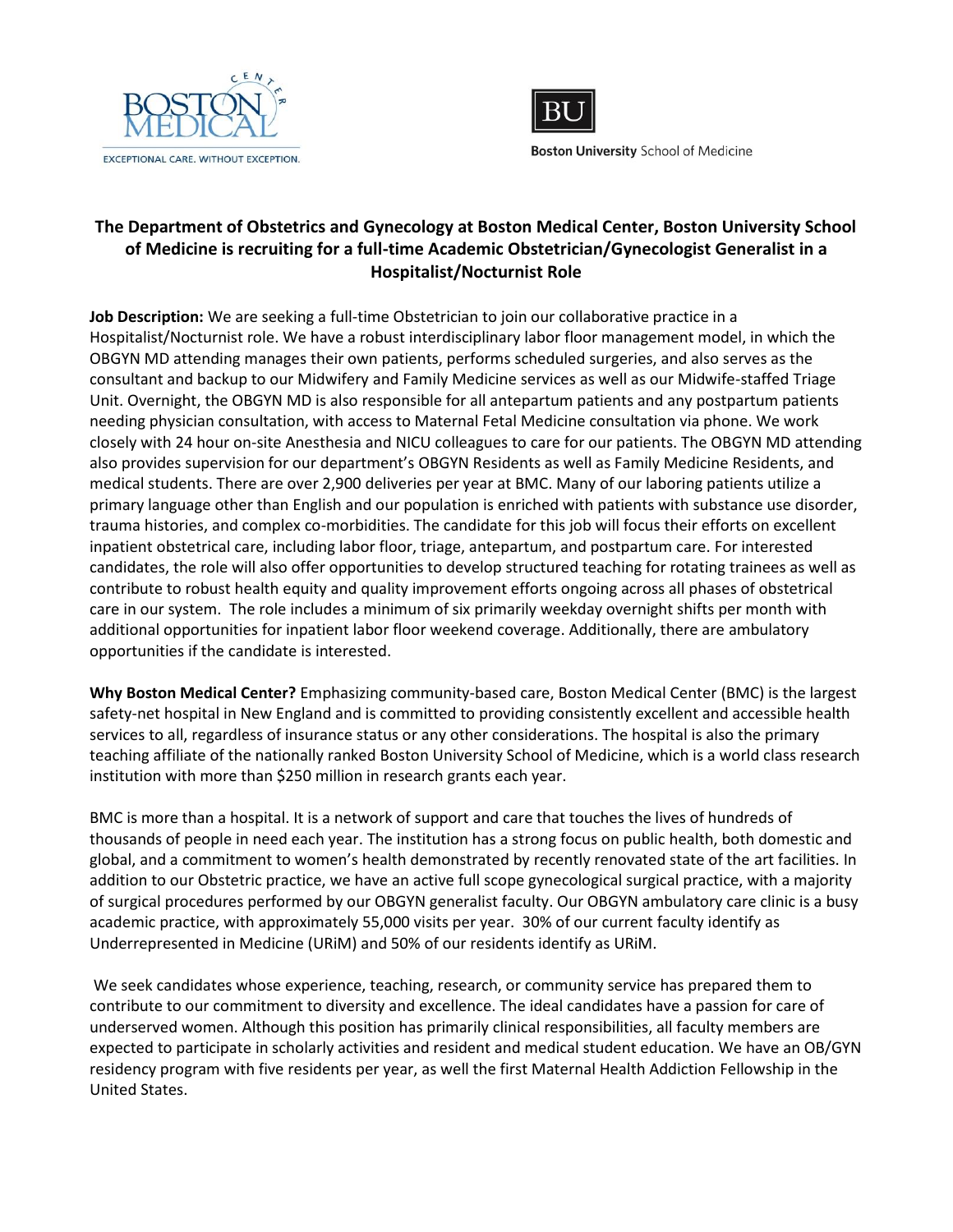The Department of Obstetrics and Gynecology at Boston Medical Center, Boston University School of Medicine is recruiting for a full-time Academic Obstetrician/Gynecologist Generalist in a Hospitalist/Nocturnist Role

**Job Description:** We are seeking a full-time Obstetrician to join our collaborative practice in a Hospitalist/Nocturnist role. We have a robust interdisciplinary labor floor management model, in which the OBGYN MD attending manages their own patients, performs scheduled surgeries, and also serves as the consultant and backup to our Midwifery and Family Medicine services as well as our Midwife-staffed Triage Unit. Overnight, the OBGYN MD is also responsible for all antepartum patients and any postpartum patients needing physician consultation, with access to Maternal Fetal Medicine consultation via phone. We work closely with 24 hour on-site Anesthesia and NICU colleagues to care for our patients. The OBGYN MD attending also provides supervision for our department's OBGYN Residents as well as Family Medicine Residents, and medical students. There are over 2,900 deliveries per year at BMC. Many of our laboring patients utilize a primary language other than English and our population is enriched with patients with substance use disorder, trauma histories, and complex co-morbidities. The candidate for this job will focus their efforts on excellent inpatient obstetrical care, including labor floor, triage, antepartum, and postpartum care. For interested candidates, the role will also offer opportunities to develop structured teaching for rotating trainees as well as contribute to robust health equity and quality improvement efforts ongoing across all phases of obstetrical care in our system. The role includes a minimum of six primarily weekday overnight shifts per month with additional opportunities for inpatient labor floor weekend coverage. Additionally, there are ambulatory opportunities if the candidate is interested.

**Why Boston Medical Center?** Emphasizing community-based care, Boston Medical Center (BMC) is the largest safety-net hospital in New England and is committed to providing consistently excellent and accessible health services to all, regardless of insurance status or any other considerations. The hospital is also the primary teaching affiliate of the nationally ranked Boston University School of Medicine, which is a world class research institution with more than $250 million in research grants each year.

BMC is more than a hospital. It is a network of support and care that touches the lives of hundreds of thousands of people in need each year. The institution has a strong focus on public health, both domestic and global, and a commitment to women's health demonstrated by recently renovated state of the art facilities. In addition to our Obstetric practice, we have an active full scope gynecological surgical practice, with a majority of surgical procedures performed by our OBGYN generalist faculty. Our OBGYN ambulatory care clinic is a busy academic practice, with approximately 55,000 visits per year. 30% of our current faculty identify as Underrepresented in Medicine (URiM) and 50% of our residents identify as URiM.

We seek candidates whose experience, teaching, research, or community service has prepared them to contribute to our commitment to diversity and excellence. The ideal candidates have a passion for care of underserved women. Although this position has primarily clinical responsibilities, all faculty members are expected to participate in scholarly activities and resident and medical student education. We have an OB/GYN residency program with five residents per year, as well the first Maternal Health Addiction Fellowship in the United States.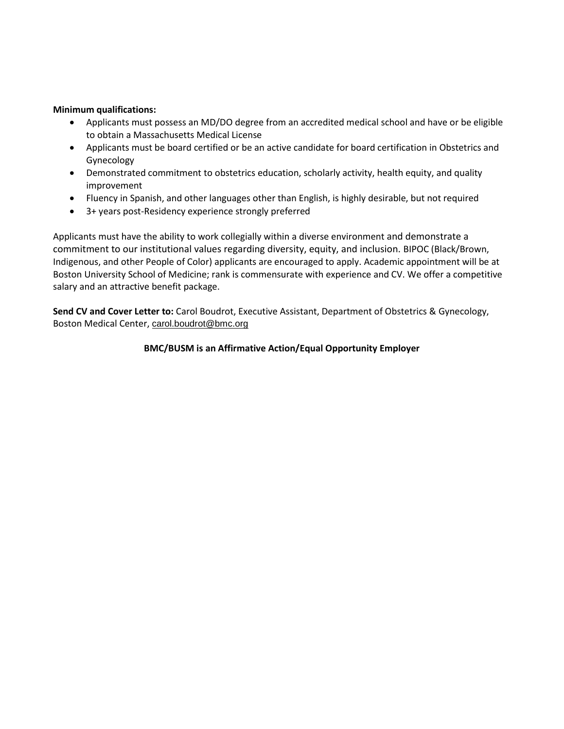**Minimum qualifications:**

- Applicants must possess an MD/DO degree from an accredited medical school and have or be eligible to obtain a Massachusetts Medical License
- Applicants must be board certified or be an active candidate for board certification in Obstetrics and Gynecology
- Demonstrated commitment to obstetrics education, scholarly activity, health equity, and quality improvement
- Fluency in Spanish, and other languages other than English, is highly desirable, but not required
- 3+ years post-Residency experience strongly preferred

Applicants must have the ability to work collegially within a diverse environment and demonstrate a commitment to our institutional values regarding diversity, equity, and inclusion. BIPOC (Black/Brown, Indigenous, and other People of Color) applicants are encouraged to apply. Academic appointment will be at Boston University School of Medicine; rank is commensurate with experience and CV. We offer a competitive salary and an attractive benefit package.

**Send CV and Cover Letter to:** Carol Boudrot, Executive Assistant, Department of Obstetrics & Gynecology, Boston Medical Center, carol.boudrot@bmc.org

**BMC/BUSM is an Affirmative Action/Equal Opportunity Employer**